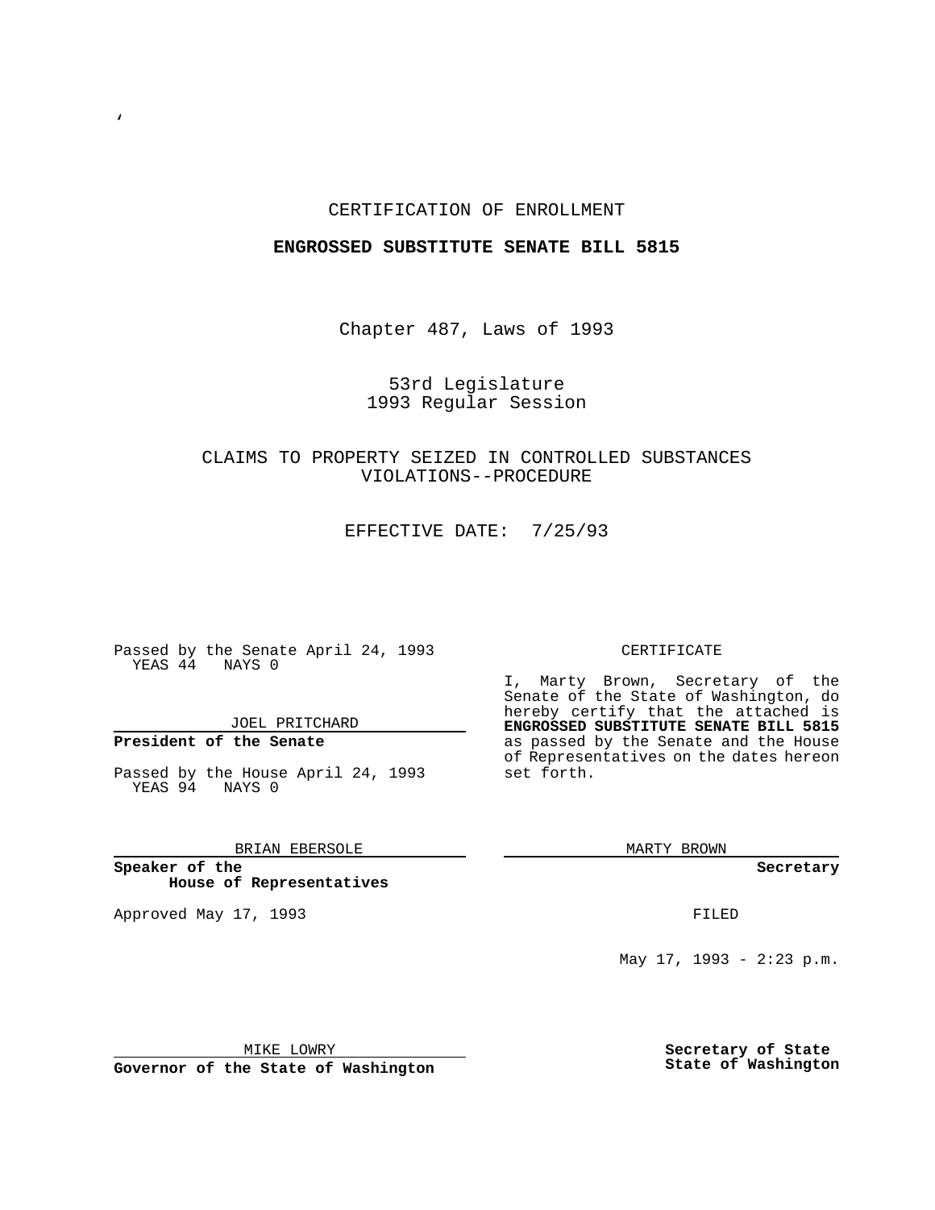CERTIFICATION OF ENROLLMENT

**ENGROSSED SUBSTITUTE SENATE BILL 5815**

Chapter 487, Laws of 1993

53rd Legislature
1993 Regular Session

CLAIMS TO PROPERTY SEIZED IN CONTROLLED SUBSTANCES VIOLATIONS--PROCEDURE

EFFECTIVE DATE: 7/25/93

Passed by the Senate April 24, 1993
YEAS 44 NAYS 0

JOEL PRITCHARD

**President of the Senate**

Passed by the House April 24, 1993
YEAS 94 NAYS 0

BRIAN EBERSOLE

**Speaker of the House of Representatives**

Approved May 17, 1993

MIKE LOWRY

**Governor of the State of Washington**

CERTIFICATE

I, Marty Brown, Secretary of the Senate of the State of Washington, do hereby certify that the attached is **ENGROSSED SUBSTITUTE SENATE BILL 5815** as passed by the Senate and the House of Representatives on the dates hereon set forth.

MARTY BROWN

**Secretary**

FILED

May 17, 1993 - 2:23 p.m.

**Secretary of State State of Washington**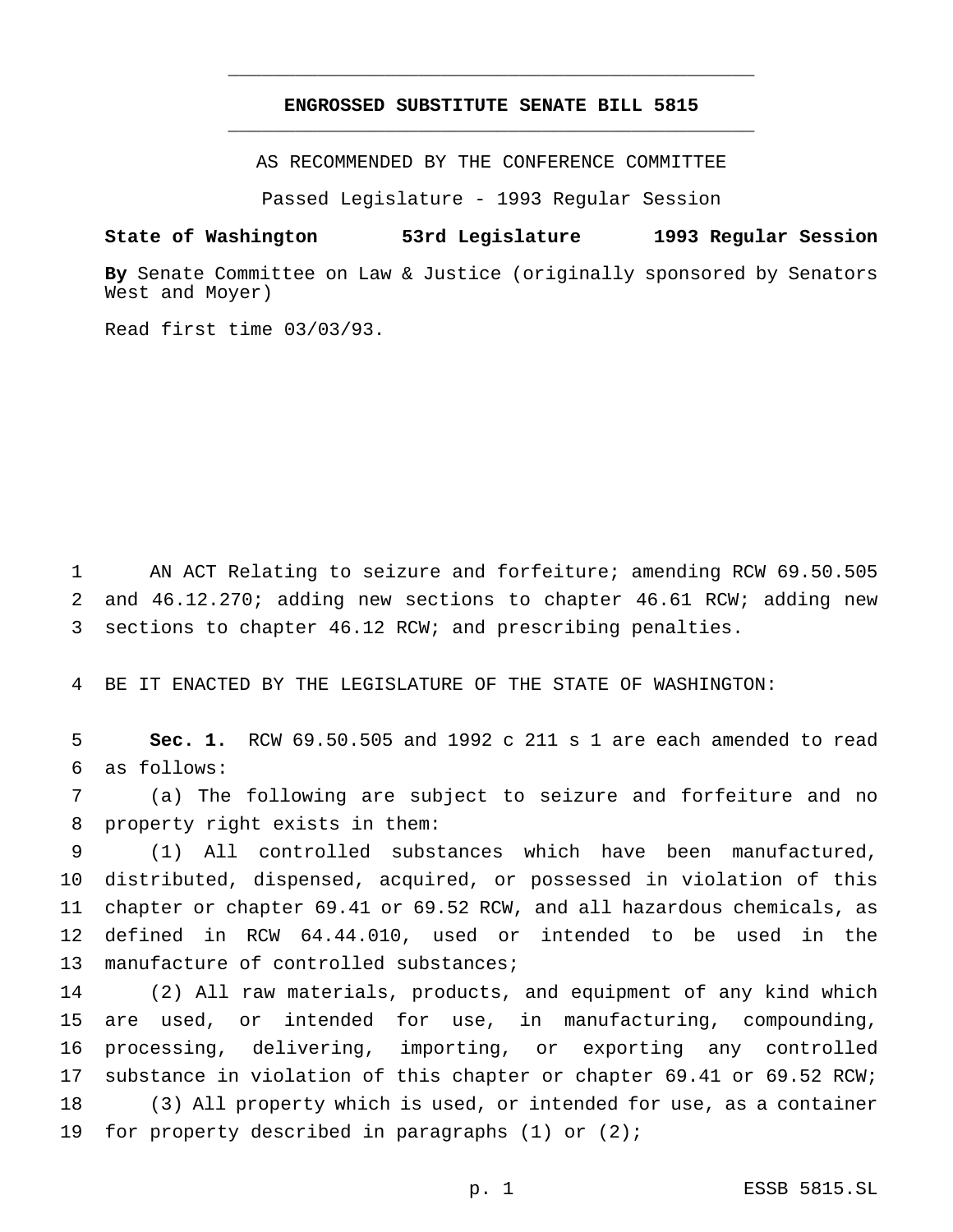**ENGROSSED SUBSTITUTE SENATE BILL 5815**

AS RECOMMENDED BY THE CONFERENCE COMMITTEE

Passed Legislature - 1993 Regular Session

**State of Washington 53rd Legislature 1993 Regular Session**

**By** Senate Committee on Law & Justice (originally sponsored by Senators West and Moyer)

Read first time 03/03/93.

AN ACT Relating to seizure and forfeiture; amending RCW 69.50.505 and 46.12.270; adding new sections to chapter 46.61 RCW; adding new sections to chapter 46.12 RCW; and prescribing penalties.

BE IT ENACTED BY THE LEGISLATURE OF THE STATE OF WASHINGTON:

**Sec. 1.** RCW 69.50.505 and 1992 c 211 s 1 are each amended to read as follows:

(a) The following are subject to seizure and forfeiture and no property right exists in them:

(1) All controlled substances which have been manufactured, distributed, dispensed, acquired, or possessed in violation of this chapter or chapter 69.41 or 69.52 RCW, and all hazardous chemicals, as defined in RCW 64.44.010, used or intended to be used in the manufacture of controlled substances;

(2) All raw materials, products, and equipment of any kind which are used, or intended for use, in manufacturing, compounding, processing, delivering, importing, or exporting any controlled substance in violation of this chapter or chapter 69.41 or 69.52 RCW;

(3) All property which is used, or intended for use, as a container for property described in paragraphs (1) or (2);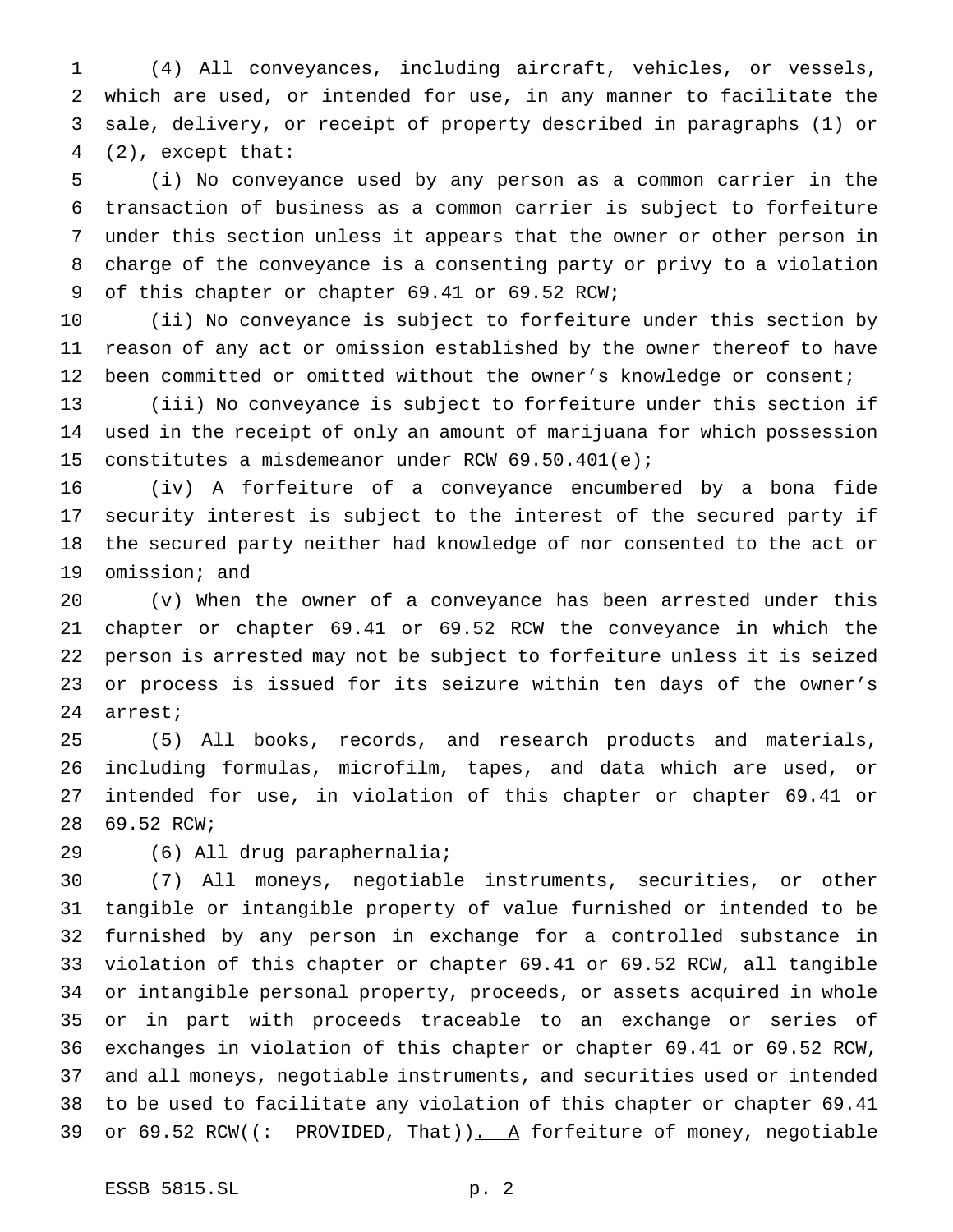(4) All conveyances, including aircraft, vehicles, or vessels, which are used, or intended for use, in any manner to facilitate the sale, delivery, or receipt of property described in paragraphs (1) or (2), except that:

(i) No conveyance used by any person as a common carrier in the transaction of business as a common carrier is subject to forfeiture under this section unless it appears that the owner or other person in charge of the conveyance is a consenting party or privy to a violation of this chapter or chapter 69.41 or 69.52 RCW;

(ii) No conveyance is subject to forfeiture under this section by reason of any act or omission established by the owner thereof to have been committed or omitted without the owner's knowledge or consent;

(iii) No conveyance is subject to forfeiture under this section if used in the receipt of only an amount of marijuana for which possession constitutes a misdemeanor under RCW 69.50.401(e);

(iv) A forfeiture of a conveyance encumbered by a bona fide security interest is subject to the interest of the secured party if the secured party neither had knowledge of nor consented to the act or omission; and

(v) When the owner of a conveyance has been arrested under this chapter or chapter 69.41 or 69.52 RCW the conveyance in which the person is arrested may not be subject to forfeiture unless it is seized or process is issued for its seizure within ten days of the owner's arrest;

(5) All books, records, and research products and materials, including formulas, microfilm, tapes, and data which are used, or intended for use, in violation of this chapter or chapter 69.41 or 69.52 RCW;

(6) All drug paraphernalia;

(7) All moneys, negotiable instruments, securities, or other tangible or intangible property of value furnished or intended to be furnished by any person in exchange for a controlled substance in violation of this chapter or chapter 69.41 or 69.52 RCW, all tangible or intangible personal property, proceeds, or assets acquired in whole or in part with proceeds traceable to an exchange or series of exchanges in violation of this chapter or chapter 69.41 or 69.52 RCW, and all moneys, negotiable instruments, and securities used or intended to be used to facilitate any violation of this chapter or chapter 69.41 or 69.52 RCW((~~: PROVIDED, That~~)). A forfeiture of money, negotiable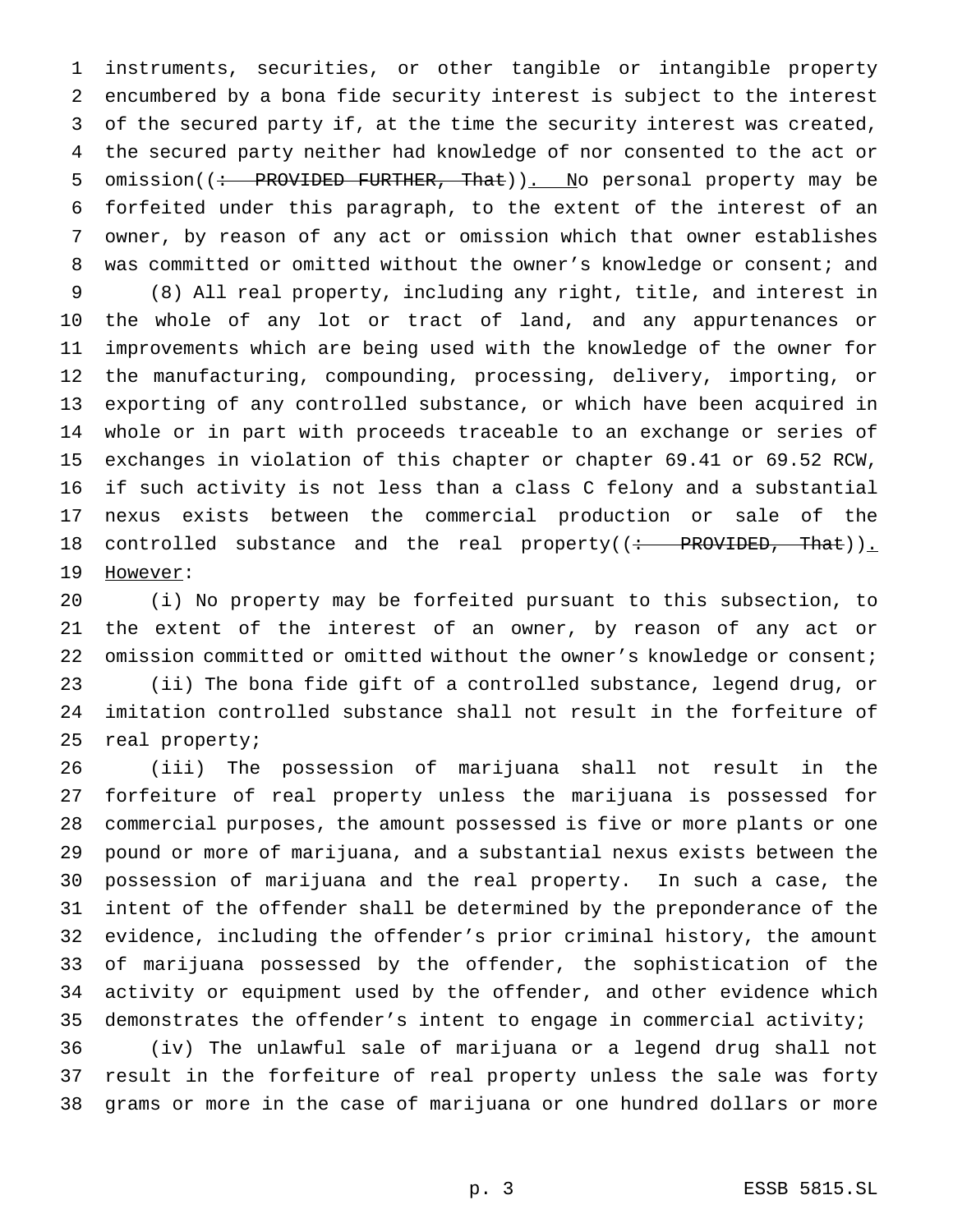instruments, securities, or other tangible or intangible property encumbered by a bona fide security interest is subject to the interest of the secured party if, at the time the security interest was created, the secured party neither had knowledge of nor consented to the act or omission((~~: PROVIDED FURTHER, That~~)). No personal property may be forfeited under this paragraph, to the extent of the interest of an owner, by reason of any act or omission which that owner establishes was committed or omitted without the owner's knowledge or consent; and

(8) All real property, including any right, title, and interest in the whole of any lot or tract of land, and any appurtenances or improvements which are being used with the knowledge of the owner for the manufacturing, compounding, processing, delivery, importing, or exporting of any controlled substance, or which have been acquired in whole or in part with proceeds traceable to an exchange or series of exchanges in violation of this chapter or chapter 69.41 or 69.52 RCW, if such activity is not less than a class C felony and a substantial nexus exists between the commercial production or sale of the controlled substance and the real property((~~: PROVIDED, That~~)). However:

(i) No property may be forfeited pursuant to this subsection, to the extent of the interest of an owner, by reason of any act or omission committed or omitted without the owner's knowledge or consent;

(ii) The bona fide gift of a controlled substance, legend drug, or imitation controlled substance shall not result in the forfeiture of real property;

(iii) The possession of marijuana shall not result in the forfeiture of real property unless the marijuana is possessed for commercial purposes, the amount possessed is five or more plants or one pound or more of marijuana, and a substantial nexus exists between the possession of marijuana and the real property. In such a case, the intent of the offender shall be determined by the preponderance of the evidence, including the offender's prior criminal history, the amount of marijuana possessed by the offender, the sophistication of the activity or equipment used by the offender, and other evidence which demonstrates the offender's intent to engage in commercial activity;

(iv) The unlawful sale of marijuana or a legend drug shall not result in the forfeiture of real property unless the sale was forty grams or more in the case of marijuana or one hundred dollars or more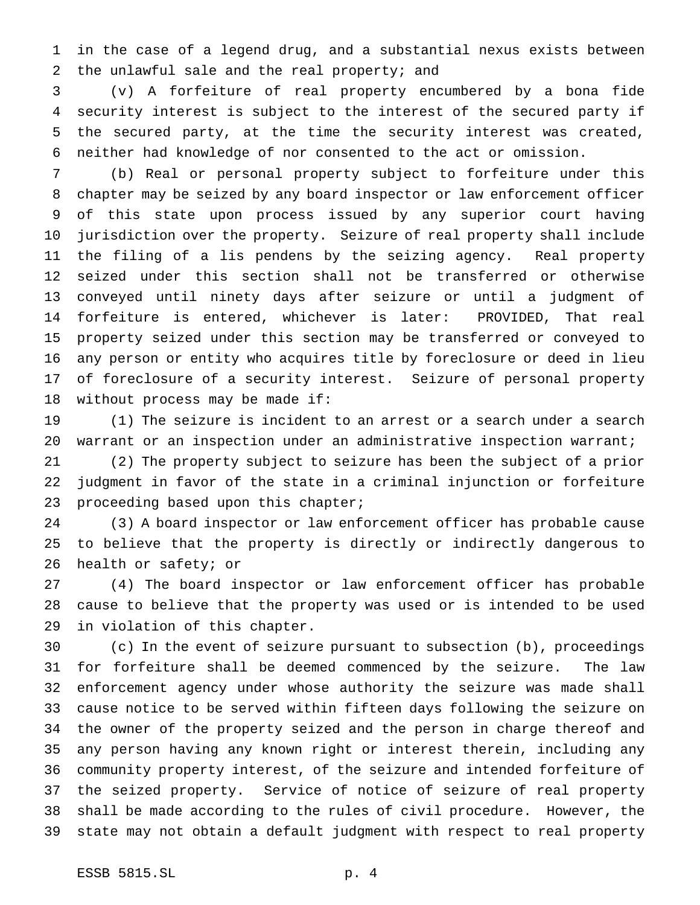in the case of a legend drug, and a substantial nexus exists between the unlawful sale and the real property; and

(v) A forfeiture of real property encumbered by a bona fide security interest is subject to the interest of the secured party if the secured party, at the time the security interest was created, neither had knowledge of nor consented to the act or omission.

(b) Real or personal property subject to forfeiture under this chapter may be seized by any board inspector or law enforcement officer of this state upon process issued by any superior court having jurisdiction over the property. Seizure of real property shall include the filing of a lis pendens by the seizing agency. Real property seized under this section shall not be transferred or otherwise conveyed until ninety days after seizure or until a judgment of forfeiture is entered, whichever is later: PROVIDED, That real property seized under this section may be transferred or conveyed to any person or entity who acquires title by foreclosure or deed in lieu of foreclosure of a security interest. Seizure of personal property without process may be made if:

(1) The seizure is incident to an arrest or a search under a search warrant or an inspection under an administrative inspection warrant;

(2) The property subject to seizure has been the subject of a prior judgment in favor of the state in a criminal injunction or forfeiture proceeding based upon this chapter;

(3) A board inspector or law enforcement officer has probable cause to believe that the property is directly or indirectly dangerous to health or safety; or

(4) The board inspector or law enforcement officer has probable cause to believe that the property was used or is intended to be used in violation of this chapter.

(c) In the event of seizure pursuant to subsection (b), proceedings for forfeiture shall be deemed commenced by the seizure. The law enforcement agency under whose authority the seizure was made shall cause notice to be served within fifteen days following the seizure on the owner of the property seized and the person in charge thereof and any person having any known right or interest therein, including any community property interest, of the seizure and intended forfeiture of the seized property. Service of notice of seizure of real property shall be made according to the rules of civil procedure. However, the state may not obtain a default judgment with respect to real property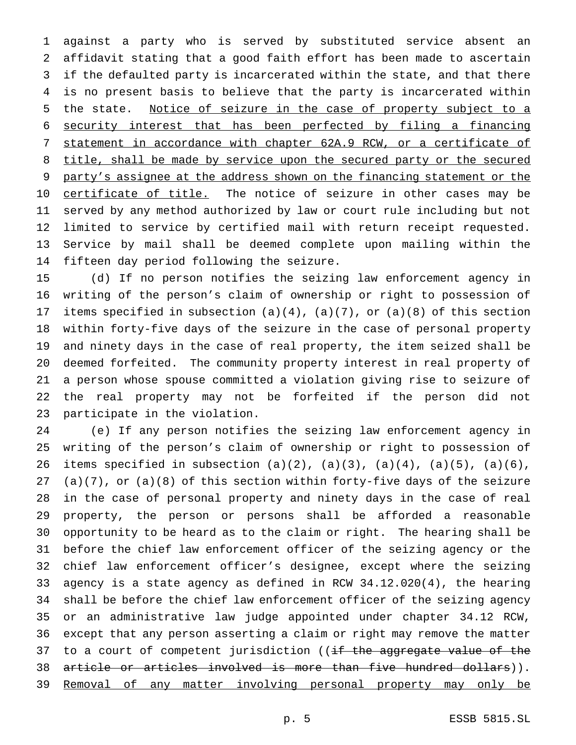against a party who is served by substituted service absent an affidavit stating that a good faith effort has been made to ascertain if the defaulted party is incarcerated within the state, and that there is no present basis to believe that the party is incarcerated within the state. <u>Notice of seizure in the case of property subject to a security interest that has been perfected by filing a financing statement in accordance with chapter 62A.9 RCW, or a certificate of title, shall be made by service upon the secured party or the secured party's assignee at the address shown on the financing statement or the certificate of title.</u> The notice of seizure in other cases may be served by any method authorized by law or court rule including but not limited to service by certified mail with return receipt requested. Service by mail shall be deemed complete upon mailing within the fifteen day period following the seizure.

(d) If no person notifies the seizing law enforcement agency in writing of the person's claim of ownership or right to possession of items specified in subsection (a)(4), (a)(7), or (a)(8) of this section within forty-five days of the seizure in the case of personal property and ninety days in the case of real property, the item seized shall be deemed forfeited. The community property interest in real property of a person whose spouse committed a violation giving rise to seizure of the real property may not be forfeited if the person did not participate in the violation.

(e) If any person notifies the seizing law enforcement agency in writing of the person's claim of ownership or right to possession of items specified in subsection (a)(2), (a)(3), (a)(4), (a)(5), (a)(6), (a)(7), or (a)(8) of this section within forty-five days of the seizure in the case of personal property and ninety days in the case of real property, the person or persons shall be afforded a reasonable opportunity to be heard as to the claim or right. The hearing shall be before the chief law enforcement officer of the seizing agency or the chief law enforcement officer's designee, except where the seizing agency is a state agency as defined in RCW 34.12.020(4), the hearing shall be before the chief law enforcement officer of the seizing agency or an administrative law judge appointed under chapter 34.12 RCW, except that any person asserting a claim or right may remove the matter to a court of competent jurisdiction ((~~if the aggregate value of the article or articles involved is more than five hundred dollars~~)). <u>Removal of any matter involving personal property may only be</u>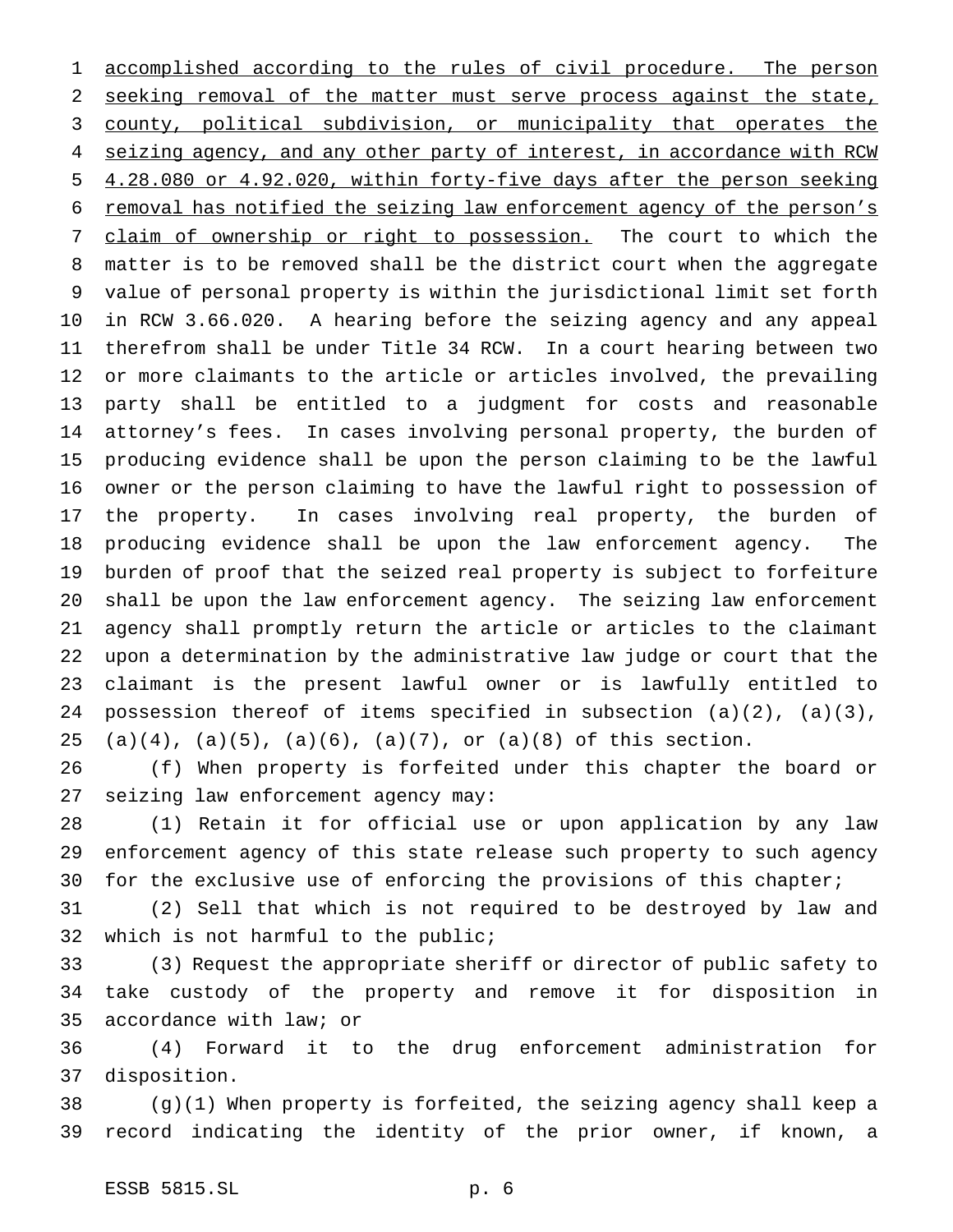accomplished according to the rules of civil procedure. The person seeking removal of the matter must serve process against the state, county, political subdivision, or municipality that operates the seizing agency, and any other party of interest, in accordance with RCW 4.28.080 or 4.92.020, within forty-five days after the person seeking removal has notified the seizing law enforcement agency of the person's claim of ownership or right to possession. The court to which the matter is to be removed shall be the district court when the aggregate value of personal property is within the jurisdictional limit set forth in RCW 3.66.020. A hearing before the seizing agency and any appeal therefrom shall be under Title 34 RCW. In a court hearing between two or more claimants to the article or articles involved, the prevailing party shall be entitled to a judgment for costs and reasonable attorney's fees. In cases involving personal property, the burden of producing evidence shall be upon the person claiming to be the lawful owner or the person claiming to have the lawful right to possession of the property. In cases involving real property, the burden of producing evidence shall be upon the law enforcement agency. The burden of proof that the seized real property is subject to forfeiture shall be upon the law enforcement agency. The seizing law enforcement agency shall promptly return the article or articles to the claimant upon a determination by the administrative law judge or court that the claimant is the present lawful owner or is lawfully entitled to possession thereof of items specified in subsection (a)(2), (a)(3), (a)(4), (a)(5), (a)(6), (a)(7), or (a)(8) of this section.

(f) When property is forfeited under this chapter the board or seizing law enforcement agency may:

(1) Retain it for official use or upon application by any law enforcement agency of this state release such property to such agency for the exclusive use of enforcing the provisions of this chapter;

(2) Sell that which is not required to be destroyed by law and which is not harmful to the public;

(3) Request the appropriate sheriff or director of public safety to take custody of the property and remove it for disposition in accordance with law; or

(4) Forward it to the drug enforcement administration for disposition.

(g)(1) When property is forfeited, the seizing agency shall keep a record indicating the identity of the prior owner, if known, a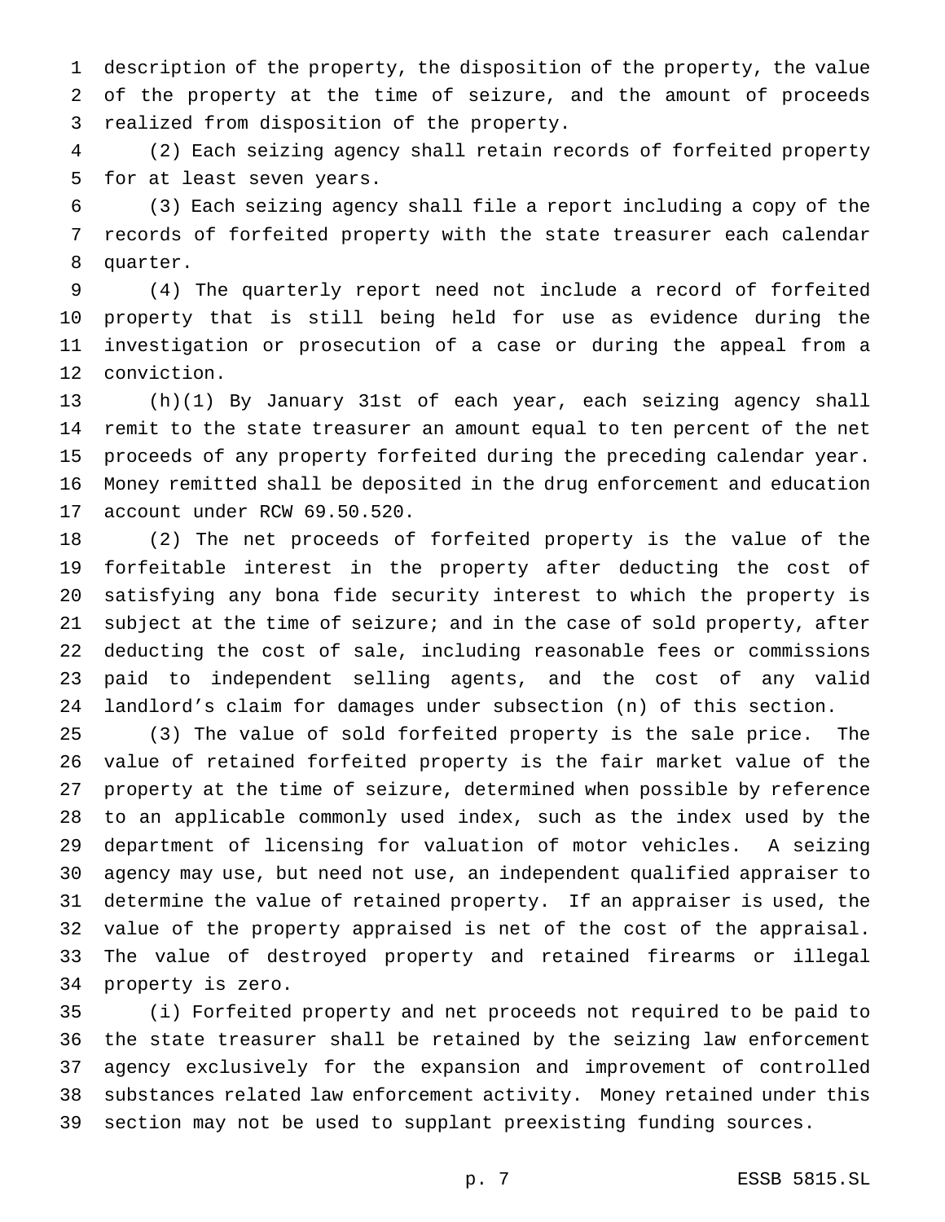description of the property, the disposition of the property, the value of the property at the time of seizure, and the amount of proceeds realized from disposition of the property.

(2) Each seizing agency shall retain records of forfeited property for at least seven years.

(3) Each seizing agency shall file a report including a copy of the records of forfeited property with the state treasurer each calendar quarter.

(4) The quarterly report need not include a record of forfeited property that is still being held for use as evidence during the investigation or prosecution of a case or during the appeal from a conviction.

(h)(1) By January 31st of each year, each seizing agency shall remit to the state treasurer an amount equal to ten percent of the net proceeds of any property forfeited during the preceding calendar year. Money remitted shall be deposited in the drug enforcement and education account under RCW 69.50.520.

(2) The net proceeds of forfeited property is the value of the forfeitable interest in the property after deducting the cost of satisfying any bona fide security interest to which the property is subject at the time of seizure; and in the case of sold property, after deducting the cost of sale, including reasonable fees or commissions paid to independent selling agents, and the cost of any valid landlord's claim for damages under subsection (n) of this section.

(3) The value of sold forfeited property is the sale price. The value of retained forfeited property is the fair market value of the property at the time of seizure, determined when possible by reference to an applicable commonly used index, such as the index used by the department of licensing for valuation of motor vehicles. A seizing agency may use, but need not use, an independent qualified appraiser to determine the value of retained property. If an appraiser is used, the value of the property appraised is net of the cost of the appraisal. The value of destroyed property and retained firearms or illegal property is zero.

(i) Forfeited property and net proceeds not required to be paid to the state treasurer shall be retained by the seizing law enforcement agency exclusively for the expansion and improvement of controlled substances related law enforcement activity. Money retained under this section may not be used to supplant preexisting funding sources.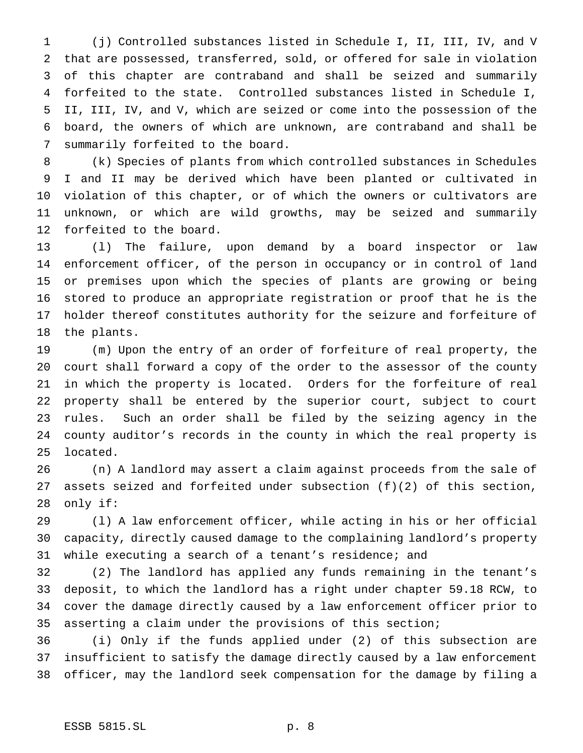(j) Controlled substances listed in Schedule I, II, III, IV, and V that are possessed, transferred, sold, or offered for sale in violation of this chapter are contraband and shall be seized and summarily forfeited to the state. Controlled substances listed in Schedule I, II, III, IV, and V, which are seized or come into the possession of the board, the owners of which are unknown, are contraband and shall be summarily forfeited to the board.

(k) Species of plants from which controlled substances in Schedules I and II may be derived which have been planted or cultivated in violation of this chapter, or of which the owners or cultivators are unknown, or which are wild growths, may be seized and summarily forfeited to the board.

(l) The failure, upon demand by a board inspector or law enforcement officer, of the person in occupancy or in control of land or premises upon which the species of plants are growing or being stored to produce an appropriate registration or proof that he is the holder thereof constitutes authority for the seizure and forfeiture of the plants.

(m) Upon the entry of an order of forfeiture of real property, the court shall forward a copy of the order to the assessor of the county in which the property is located. Orders for the forfeiture of real property shall be entered by the superior court, subject to court rules. Such an order shall be filed by the seizing agency in the county auditor's records in the county in which the real property is located.

(n) A landlord may assert a claim against proceeds from the sale of assets seized and forfeited under subsection (f)(2) of this section, only if:

(1) A law enforcement officer, while acting in his or her official capacity, directly caused damage to the complaining landlord's property while executing a search of a tenant's residence; and

(2) The landlord has applied any funds remaining in the tenant's deposit, to which the landlord has a right under chapter 59.18 RCW, to cover the damage directly caused by a law enforcement officer prior to asserting a claim under the provisions of this section;

(i) Only if the funds applied under (2) of this subsection are insufficient to satisfy the damage directly caused by a law enforcement officer, may the landlord seek compensation for the damage by filing a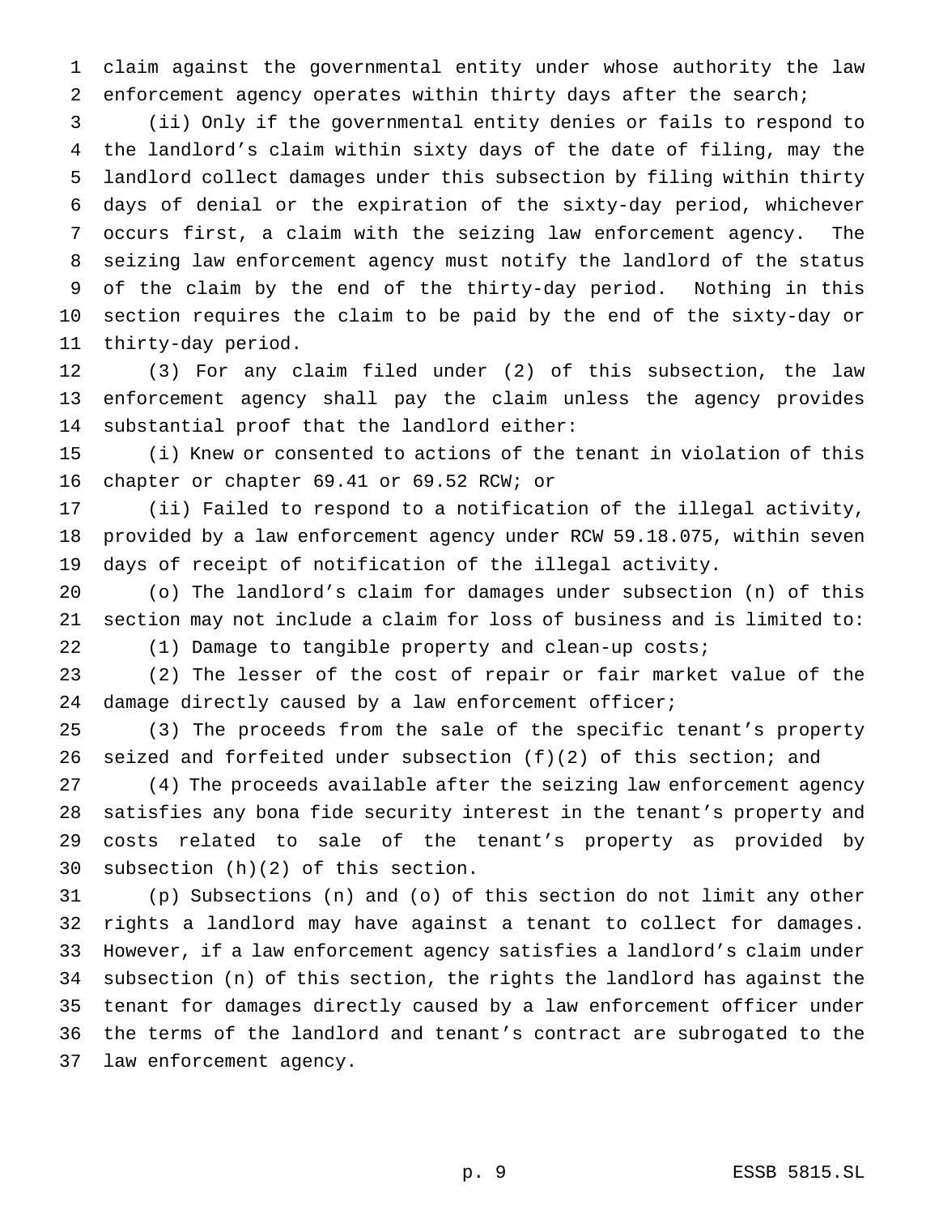claim against the governmental entity under whose authority the law enforcement agency operates within thirty days after the search;

(ii) Only if the governmental entity denies or fails to respond to the landlord's claim within sixty days of the date of filing, may the landlord collect damages under this subsection by filing within thirty days of denial or the expiration of the sixty-day period, whichever occurs first, a claim with the seizing law enforcement agency. The seizing law enforcement agency must notify the landlord of the status of the claim by the end of the thirty-day period. Nothing in this section requires the claim to be paid by the end of the sixty-day or thirty-day period.

(3) For any claim filed under (2) of this subsection, the law enforcement agency shall pay the claim unless the agency provides substantial proof that the landlord either:

(i) Knew or consented to actions of the tenant in violation of this chapter or chapter 69.41 or 69.52 RCW; or

(ii) Failed to respond to a notification of the illegal activity, provided by a law enforcement agency under RCW 59.18.075, within seven days of receipt of notification of the illegal activity.

(o) The landlord's claim for damages under subsection (n) of this section may not include a claim for loss of business and is limited to:

(1) Damage to tangible property and clean-up costs;

(2) The lesser of the cost of repair or fair market value of the damage directly caused by a law enforcement officer;

(3) The proceeds from the sale of the specific tenant's property seized and forfeited under subsection (f)(2) of this section; and

(4) The proceeds available after the seizing law enforcement agency satisfies any bona fide security interest in the tenant's property and costs related to sale of the tenant's property as provided by subsection (h)(2) of this section.

(p) Subsections (n) and (o) of this section do not limit any other rights a landlord may have against a tenant to collect for damages. However, if a law enforcement agency satisfies a landlord's claim under subsection (n) of this section, the rights the landlord has against the tenant for damages directly caused by a law enforcement officer under the terms of the landlord and tenant's contract are subrogated to the law enforcement agency.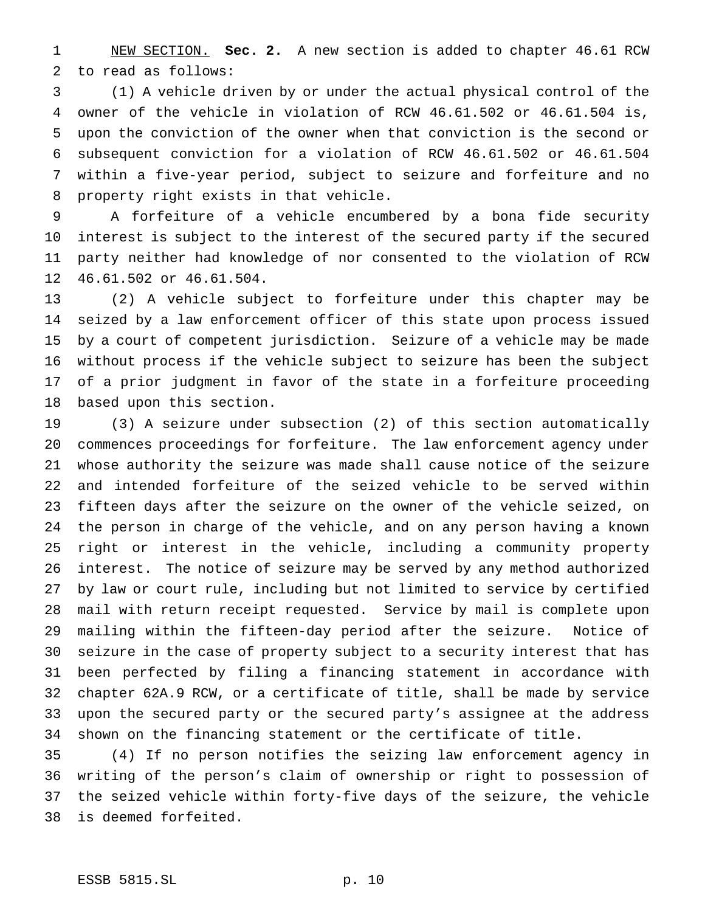NEW SECTION. **Sec. 2.** A new section is added to chapter 46.61 RCW to read as follows:

(1) A vehicle driven by or under the actual physical control of the owner of the vehicle in violation of RCW 46.61.502 or 46.61.504 is, upon the conviction of the owner when that conviction is the second or subsequent conviction for a violation of RCW 46.61.502 or 46.61.504 within a five-year period, subject to seizure and forfeiture and no property right exists in that vehicle.

A forfeiture of a vehicle encumbered by a bona fide security interest is subject to the interest of the secured party if the secured party neither had knowledge of nor consented to the violation of RCW 46.61.502 or 46.61.504.

(2) A vehicle subject to forfeiture under this chapter may be seized by a law enforcement officer of this state upon process issued by a court of competent jurisdiction. Seizure of a vehicle may be made without process if the vehicle subject to seizure has been the subject of a prior judgment in favor of the state in a forfeiture proceeding based upon this section.

(3) A seizure under subsection (2) of this section automatically commences proceedings for forfeiture. The law enforcement agency under whose authority the seizure was made shall cause notice of the seizure and intended forfeiture of the seized vehicle to be served within fifteen days after the seizure on the owner of the vehicle seized, on the person in charge of the vehicle, and on any person having a known right or interest in the vehicle, including a community property interest. The notice of seizure may be served by any method authorized by law or court rule, including but not limited to service by certified mail with return receipt requested. Service by mail is complete upon mailing within the fifteen-day period after the seizure. Notice of seizure in the case of property subject to a security interest that has been perfected by filing a financing statement in accordance with chapter 62A.9 RCW, or a certificate of title, shall be made by service upon the secured party or the secured party's assignee at the address shown on the financing statement or the certificate of title.

(4) If no person notifies the seizing law enforcement agency in writing of the person's claim of ownership or right to possession of the seized vehicle within forty-five days of the seizure, the vehicle is deemed forfeited.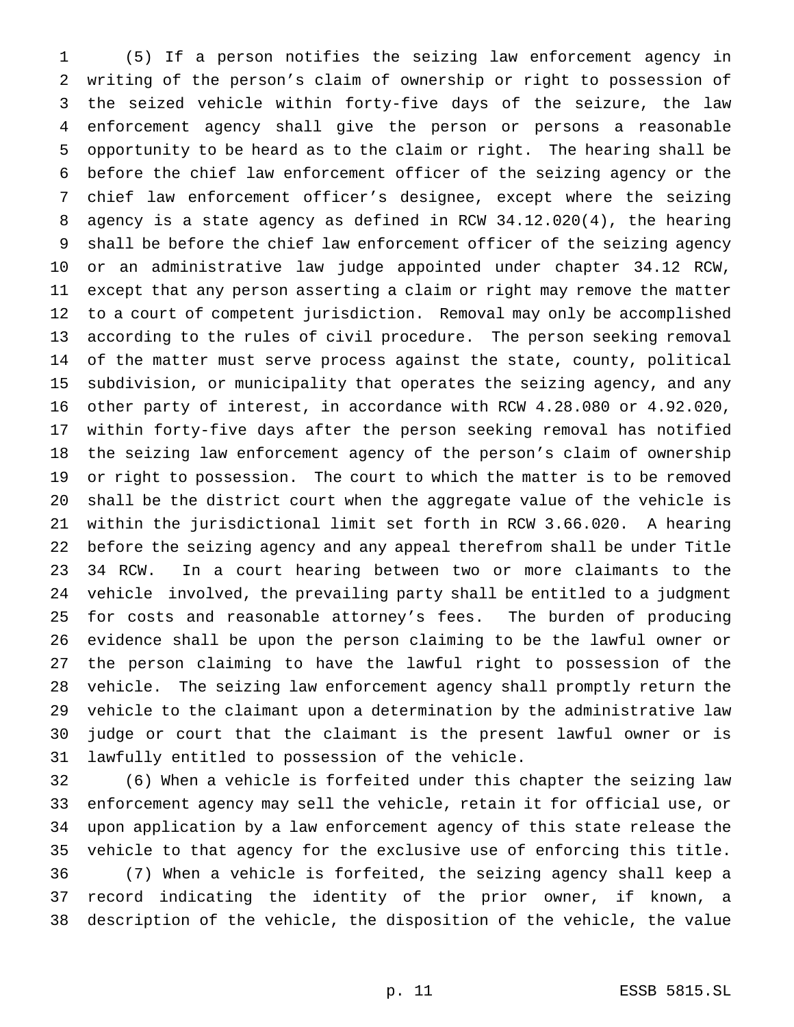(5) If a person notifies the seizing law enforcement agency in writing of the person's claim of ownership or right to possession of the seized vehicle within forty-five days of the seizure, the law enforcement agency shall give the person or persons a reasonable opportunity to be heard as to the claim or right. The hearing shall be before the chief law enforcement officer of the seizing agency or the chief law enforcement officer's designee, except where the seizing agency is a state agency as defined in RCW 34.12.020(4), the hearing shall be before the chief law enforcement officer of the seizing agency or an administrative law judge appointed under chapter 34.12 RCW, except that any person asserting a claim or right may remove the matter to a court of competent jurisdiction. Removal may only be accomplished according to the rules of civil procedure. The person seeking removal of the matter must serve process against the state, county, political subdivision, or municipality that operates the seizing agency, and any other party of interest, in accordance with RCW 4.28.080 or 4.92.020, within forty-five days after the person seeking removal has notified the seizing law enforcement agency of the person's claim of ownership or right to possession. The court to which the matter is to be removed shall be the district court when the aggregate value of the vehicle is within the jurisdictional limit set forth in RCW 3.66.020. A hearing before the seizing agency and any appeal therefrom shall be under Title 34 RCW. In a court hearing between two or more claimants to the vehicle involved, the prevailing party shall be entitled to a judgment for costs and reasonable attorney's fees. The burden of producing evidence shall be upon the person claiming to be the lawful owner or the person claiming to have the lawful right to possession of the vehicle. The seizing law enforcement agency shall promptly return the vehicle to the claimant upon a determination by the administrative law judge or court that the claimant is the present lawful owner or is lawfully entitled to possession of the vehicle.

(6) When a vehicle is forfeited under this chapter the seizing law enforcement agency may sell the vehicle, retain it for official use, or upon application by a law enforcement agency of this state release the vehicle to that agency for the exclusive use of enforcing this title.

(7) When a vehicle is forfeited, the seizing agency shall keep a record indicating the identity of the prior owner, if known, a description of the vehicle, the disposition of the vehicle, the value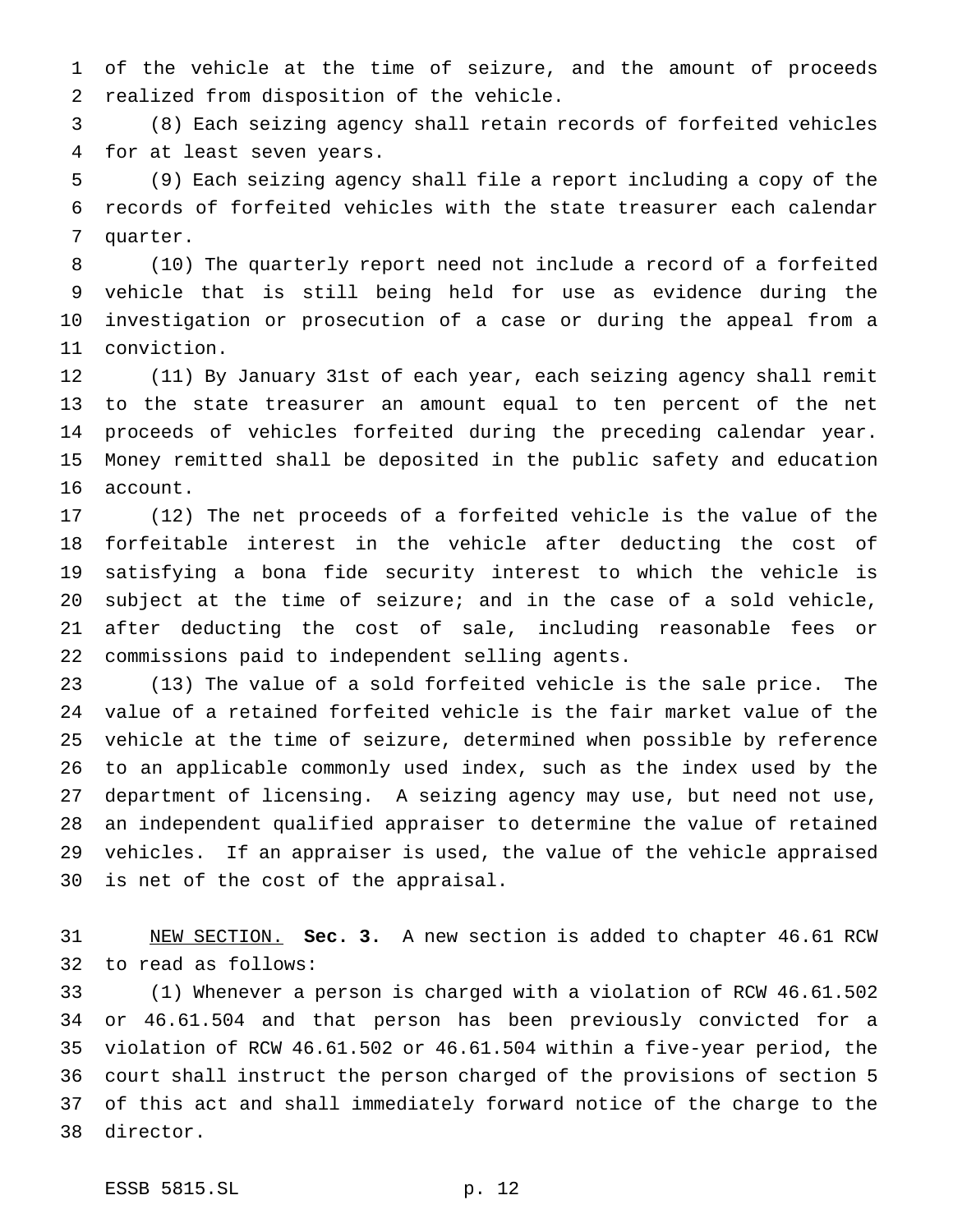of the vehicle at the time of seizure, and the amount of proceeds realized from disposition of the vehicle.

(8) Each seizing agency shall retain records of forfeited vehicles for at least seven years.

(9) Each seizing agency shall file a report including a copy of the records of forfeited vehicles with the state treasurer each calendar quarter.

(10) The quarterly report need not include a record of a forfeited vehicle that is still being held for use as evidence during the investigation or prosecution of a case or during the appeal from a conviction.

(11) By January 31st of each year, each seizing agency shall remit to the state treasurer an amount equal to ten percent of the net proceeds of vehicles forfeited during the preceding calendar year. Money remitted shall be deposited in the public safety and education account.

(12) The net proceeds of a forfeited vehicle is the value of the forfeitable interest in the vehicle after deducting the cost of satisfying a bona fide security interest to which the vehicle is subject at the time of seizure; and in the case of a sold vehicle, after deducting the cost of sale, including reasonable fees or commissions paid to independent selling agents.

(13) The value of a sold forfeited vehicle is the sale price. The value of a retained forfeited vehicle is the fair market value of the vehicle at the time of seizure, determined when possible by reference to an applicable commonly used index, such as the index used by the department of licensing. A seizing agency may use, but need not use, an independent qualified appraiser to determine the value of retained vehicles. If an appraiser is used, the value of the vehicle appraised is net of the cost of the appraisal.

NEW SECTION. **Sec. 3.** A new section is added to chapter 46.61 RCW to read as follows:

(1) Whenever a person is charged with a violation of RCW 46.61.502 or 46.61.504 and that person has been previously convicted for a violation of RCW 46.61.502 or 46.61.504 within a five-year period, the court shall instruct the person charged of the provisions of section 5 of this act and shall immediately forward notice of the charge to the director.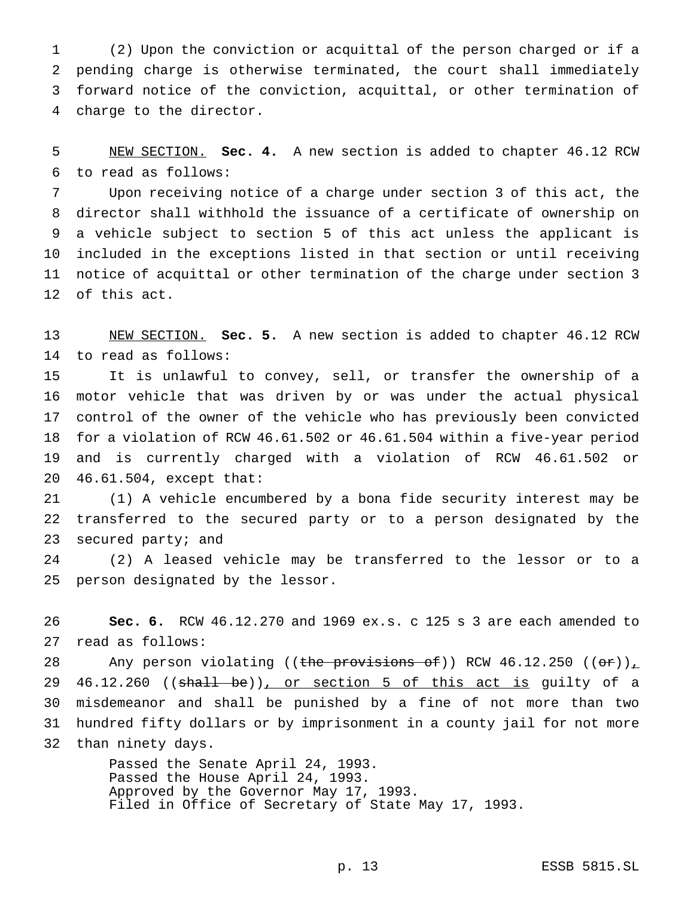(2) Upon the conviction or acquittal of the person charged or if a pending charge is otherwise terminated, the court shall immediately forward notice of the conviction, acquittal, or other termination of charge to the director.

NEW SECTION. **Sec. 4.** A new section is added to chapter 46.12 RCW to read as follows:

Upon receiving notice of a charge under section 3 of this act, the director shall withhold the issuance of a certificate of ownership on a vehicle subject to section 5 of this act unless the applicant is included in the exceptions listed in that section or until receiving notice of acquittal or other termination of the charge under section 3 of this act.

NEW SECTION. **Sec. 5.** A new section is added to chapter 46.12 RCW to read as follows:

It is unlawful to convey, sell, or transfer the ownership of a motor vehicle that was driven by or was under the actual physical control of the owner of the vehicle who has previously been convicted for a violation of RCW 46.61.502 or 46.61.504 within a five-year period and is currently charged with a violation of RCW 46.61.502 or 46.61.504, except that:

(1) A vehicle encumbered by a bona fide security interest may be transferred to the secured party or to a person designated by the secured party; and

(2) A leased vehicle may be transferred to the lessor or to a person designated by the lessor.

**Sec. 6.** RCW 46.12.270 and 1969 ex.s. c 125 s 3 are each amended to read as follows:

Any person violating ((~~the provisions of~~)) RCW 46.12.250 ((~~or~~)), 46.12.260 ((~~shall be~~)), or section 5 of this act is guilty of a misdemeanor and shall be punished by a fine of not more than two hundred fifty dollars or by imprisonment in a county jail for not more than ninety days.

Passed the Senate April 24, 1993.
Passed the House April 24, 1993.
Approved by the Governor May 17, 1993.
Filed in Office of Secretary of State May 17, 1993.